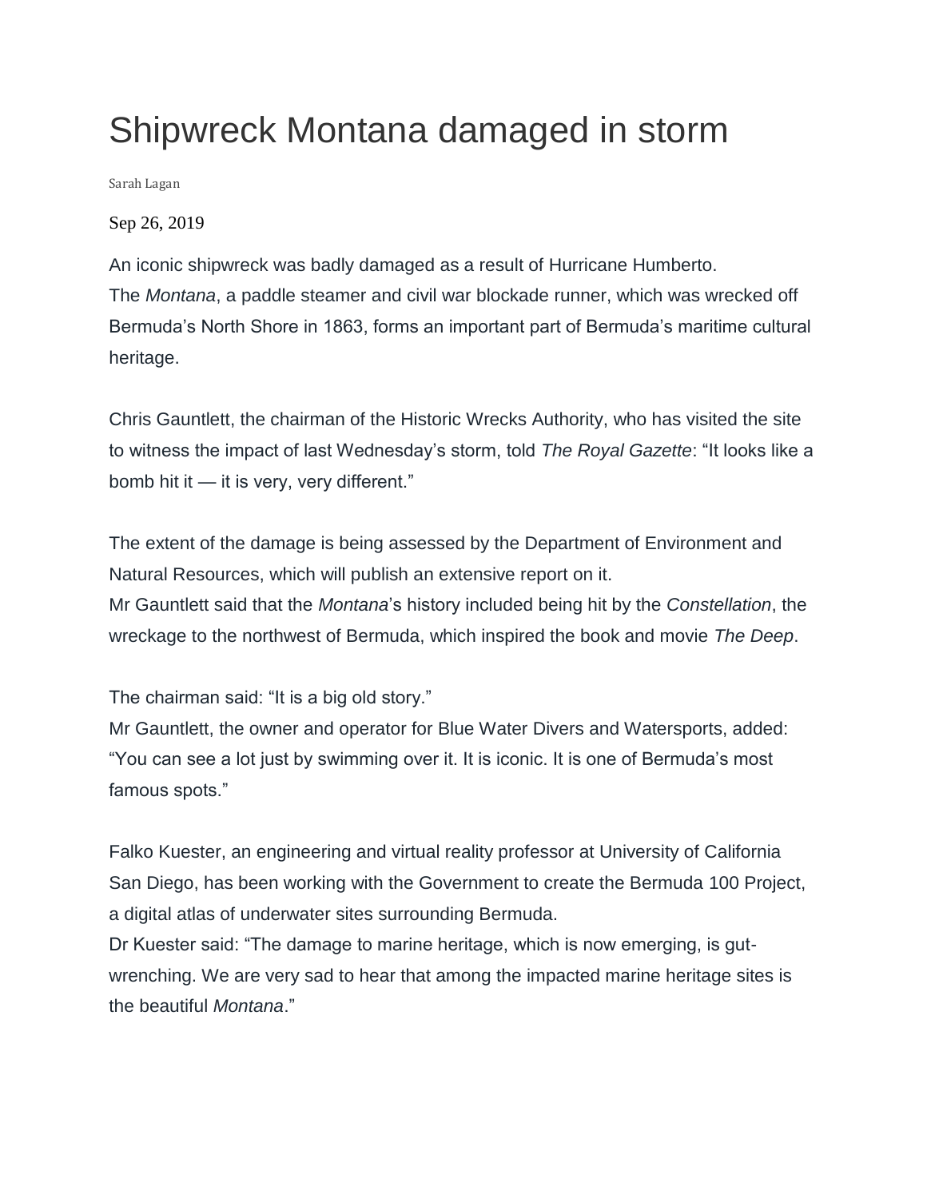# Shipwreck Montana damaged in storm

Sarah Lagan

Sep 26, 2019

An iconic shipwreck was badly damaged as a result of Hurricane Humberto.
The *Montana*, a paddle steamer and civil war blockade runner, which was wrecked off Bermuda's North Shore in 1863, forms an important part of Bermuda's maritime cultural heritage.

Chris Gauntlett, the chairman of the Historic Wrecks Authority, who has visited the site to witness the impact of last Wednesday's storm, told *The Royal Gazette*: "It looks like a bomb hit it — it is very, very different."

The extent of the damage is being assessed by the Department of Environment and Natural Resources, which will publish an extensive report on it.
Mr Gauntlett said that the *Montana*'s history included being hit by the *Constellation*, the wreckage to the northwest of Bermuda, which inspired the book and movie *The Deep*.

The chairman said: "It is a big old story."
Mr Gauntlett, the owner and operator for Blue Water Divers and Watersports, added: "You can see a lot just by swimming over it. It is iconic. It is one of Bermuda's most famous spots."

Falko Kuester, an engineering and virtual reality professor at University of California San Diego, has been working with the Government to create the Bermuda 100 Project, a digital atlas of underwater sites surrounding Bermuda.
Dr Kuester said: "The damage to marine heritage, which is now emerging, is gut-wrenching. We are very sad to hear that among the impacted marine heritage sites is the beautiful *Montana*."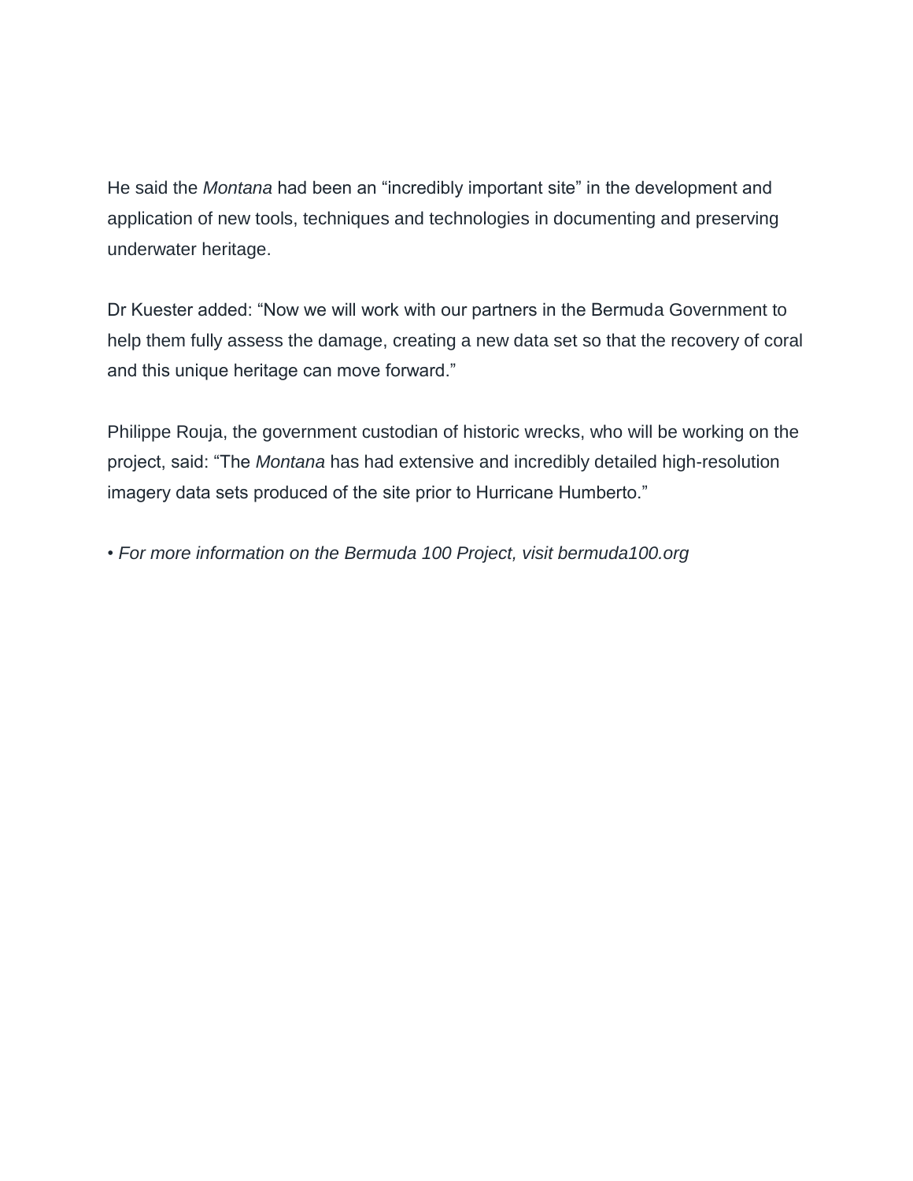He said the *Montana* had been an “incredibly important site” in the development and application of new tools, techniques and technologies in documenting and preserving underwater heritage.

Dr Kuester added: “Now we will work with our partners in the Bermuda Government to help them fully assess the damage, creating a new data set so that the recovery of coral and this unique heritage can move forward.”

Philippe Rouja, the government custodian of historic wrecks, who will be working on the project, said: “The *Montana* has had extensive and incredibly detailed high-resolution imagery data sets produced of the site prior to Hurricane Humberto.”

• *For more information on the Bermuda 100 Project, visit bermuda100.org*